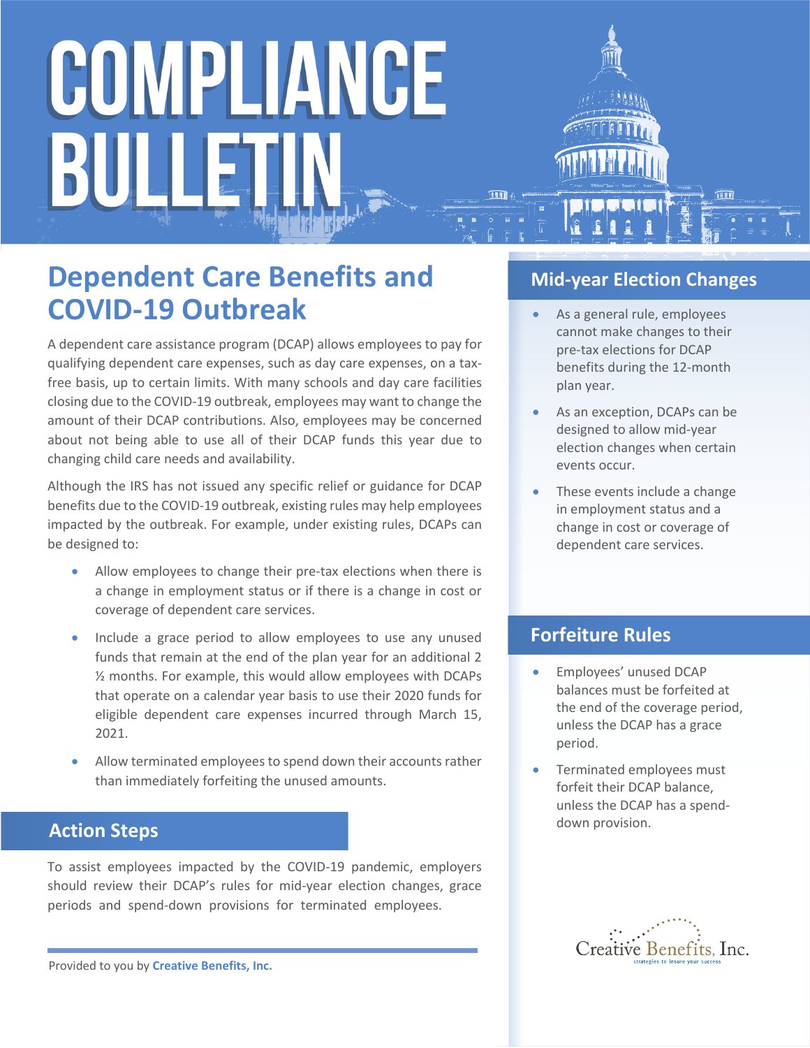# COMPLIANCE BULLETIN

## Dependent Care Benefits and COVID-19 Outbreak

A dependent care assistance program (DCAP) allows employees to pay for qualifying dependent care expenses, such as day care expenses, on a tax-free basis, up to certain limits. With many schools and day care facilities closing due to the COVID-19 outbreak, employees may want to change the amount of their DCAP contributions. Also, employees may be concerned about not being able to use all of their DCAP funds this year due to changing child care needs and availability.

Although the IRS has not issued any specific relief or guidance for DCAP benefits due to the COVID-19 outbreak, existing rules may help employees impacted by the outbreak. For example, under existing rules, DCAPs can be designed to:

- Allow employees to change their pre-tax elections when there is a change in employment status or if there is a change in cost or coverage of dependent care services.
- Include a grace period to allow employees to use any unused funds that remain at the end of the plan year for an additional 2 ½ months. For example, this would allow employees with DCAPs that operate on a calendar year basis to use their 2020 funds for eligible dependent care expenses incurred through March 15, 2021.
- Allow terminated employees to spend down their accounts rather than immediately forfeiting the unused amounts.

### Action Steps

To assist employees impacted by the COVID-19 pandemic, employers should review their DCAP's rules for mid-year election changes, grace periods and spend-down provisions for terminated employees.

### Mid-year Election Changes

- As a general rule, employees cannot make changes to their pre-tax elections for DCAP benefits during the 12-month plan year.
- As an exception, DCAPs can be designed to allow mid-year election changes when certain events occur.
- These events include a change in employment status and a change in cost or coverage of dependent care services.

### Forfeiture Rules

- Employees' unused DCAP balances must be forfeited at the end of the coverage period, unless the DCAP has a grace period.
- Terminated employees must forfeit their DCAP balance, unless the DCAP has a spend-down provision.

Provided to you by **Creative Benefits, Inc.**

Creative Benefits, Inc.
strategies to insure your success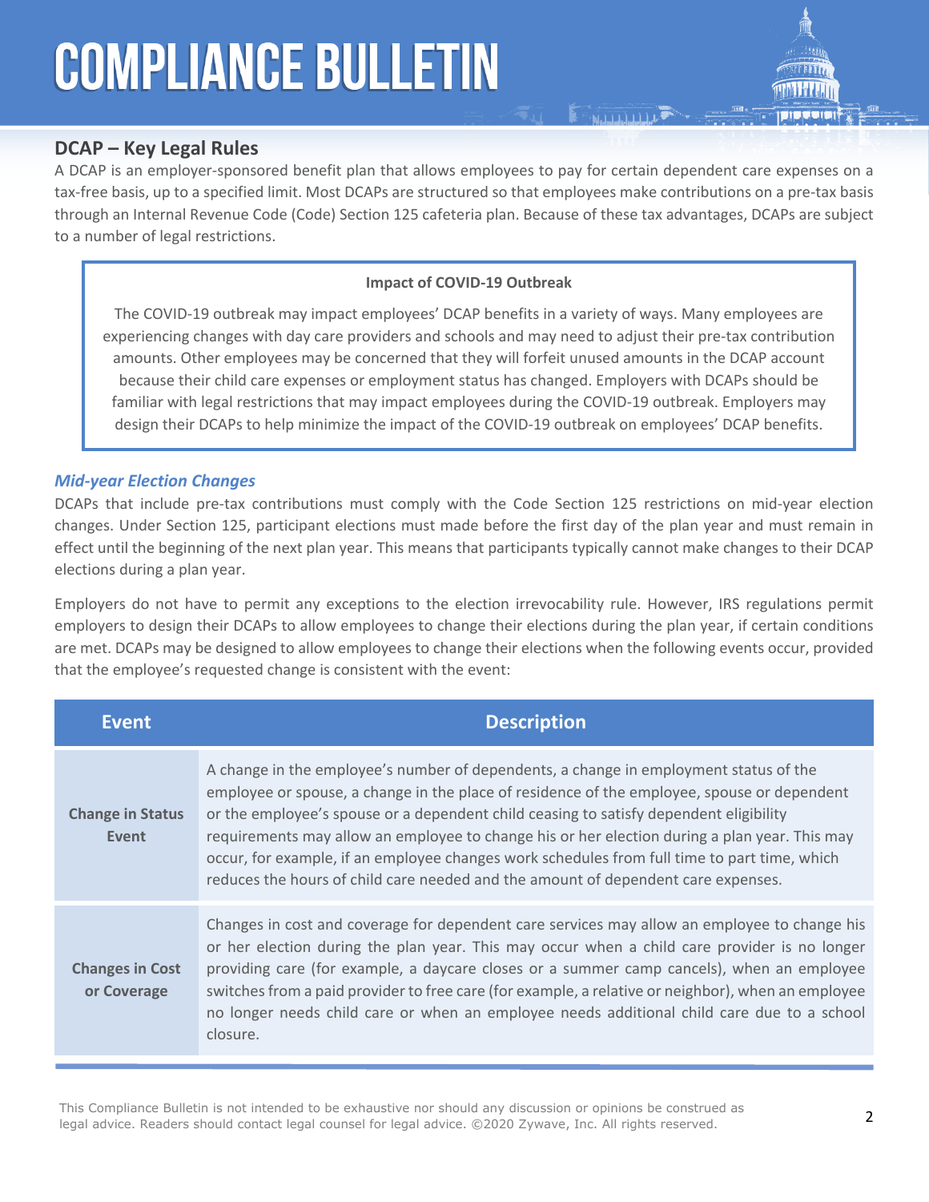# COMPLIANCE BULLETIN

## DCAP – Key Legal Rules

A DCAP is an employer-sponsored benefit plan that allows employees to pay for certain dependent care expenses on a tax-free basis, up to a specified limit. Most DCAPs are structured so that employees make contributions on a pre-tax basis through an Internal Revenue Code (Code) Section 125 cafeteria plan. Because of these tax advantages, DCAPs are subject to a number of legal restrictions.

> **Impact of COVID-19 Outbreak**
>
> The COVID-19 outbreak may impact employees' DCAP benefits in a variety of ways. Many employees are experiencing changes with day care providers and schools and may need to adjust their pre-tax contribution amounts. Other employees may be concerned that they will forfeit unused amounts in the DCAP account because their child care expenses or employment status has changed. Employers with DCAPs should be familiar with legal restrictions that may impact employees during the COVID-19 outbreak. Employers may design their DCAPs to help minimize the impact of the COVID-19 outbreak on employees' DCAP benefits.

### *Mid-year Election Changes*

DCAPs that include pre-tax contributions must comply with the Code Section 125 restrictions on mid-year election changes. Under Section 125, participant elections must made before the first day of the plan year and must remain in effect until the beginning of the next plan year. This means that participants typically cannot make changes to their DCAP elections during a plan year.

Employers do not have to permit any exceptions to the election irrevocability rule. However, IRS regulations permit employers to design their DCAPs to allow employees to change their elections during the plan year, if certain conditions are met. DCAPs may be designed to allow employees to change their elections when the following events occur, provided that the employee's requested change is consistent with the event:

| Event | Description |
|---|---|
| **Change in Status Event** | A change in the employee's number of dependents, a change in employment status of the employee or spouse, a change in the place of residence of the employee, spouse or dependent or the employee's spouse or a dependent child ceasing to satisfy dependent eligibility requirements may allow an employee to change his or her election during a plan year. This may occur, for example, if an employee changes work schedules from full time to part time, which reduces the hours of child care needed and the amount of dependent care expenses. |
| **Changes in Cost or Coverage** | Changes in cost and coverage for dependent care services may allow an employee to change his or her election during the plan year. This may occur when a child care provider is no longer providing care (for example, a daycare closes or a summer camp cancels), when an employee switches from a paid provider to free care (for example, a relative or neighbor), when an employee no longer needs child care or when an employee needs additional child care due to a school closure. |

This Compliance Bulletin is not intended to be exhaustive nor should any discussion or opinions be construed as legal advice. Readers should contact legal counsel for legal advice. ©2020 Zywave, Inc. All rights reserved.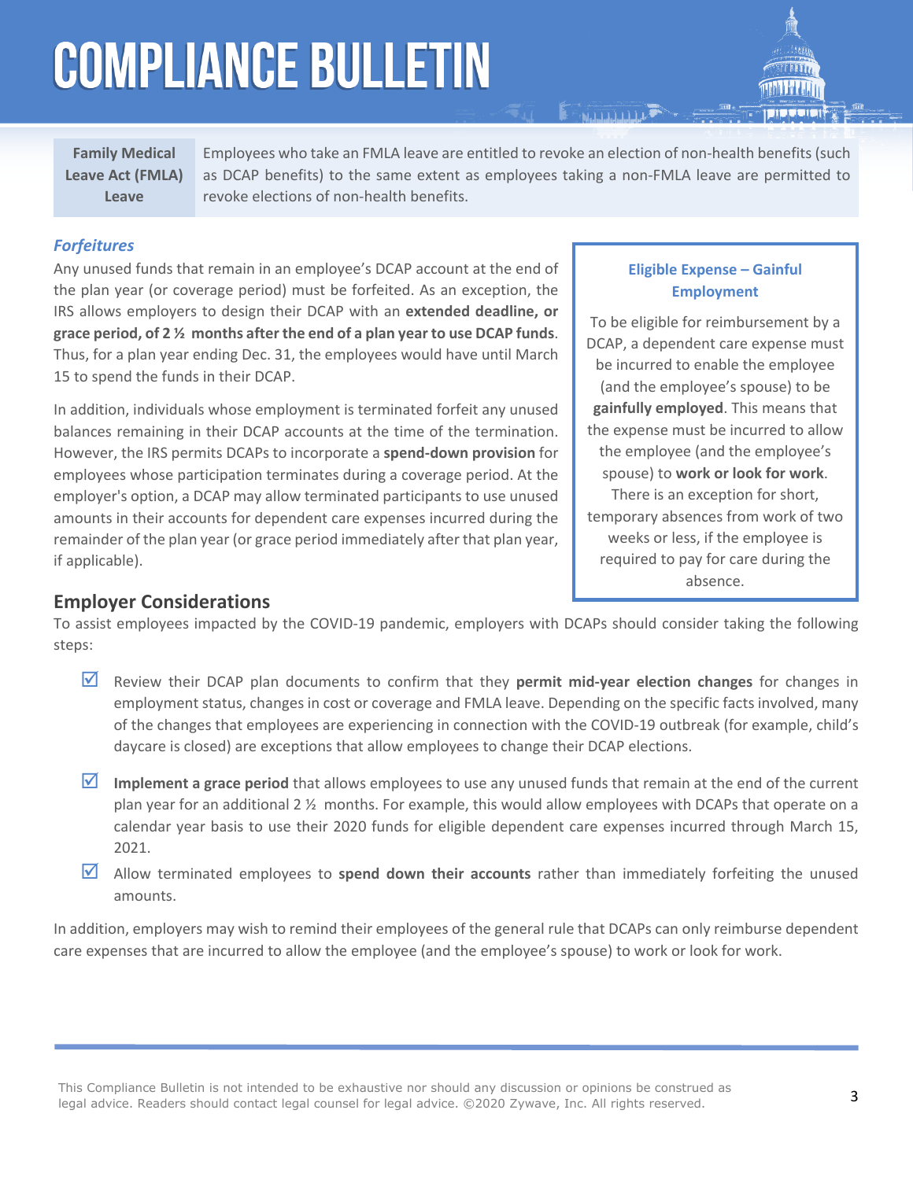| | |
|---|---|
| **Family Medical Leave Act (FMLA) Leave** | Employees who take an FMLA leave are entitled to revoke an election of non-health benefits (such as DCAP benefits) to the same extent as employees taking a non-FMLA leave are permitted to revoke elections of non-health benefits. |

### *Forfeitures*

Any unused funds that remain in an employee's DCAP account at the end of the plan year (or coverage period) must be forfeited. As an exception, the IRS allows employers to design their DCAP with an **extended deadline, or grace period, of 2 ½ months after the end of a plan year to use DCAP funds**. Thus, for a plan year ending Dec. 31, the employees would have until March 15 to spend the funds in their DCAP.

In addition, individuals whose employment is terminated forfeit any unused balances remaining in their DCAP accounts at the time of the termination. However, the IRS permits DCAPs to incorporate a **spend-down provision** for employees whose participation terminates during a coverage period. At the employer's option, a DCAP may allow terminated participants to use unused amounts in their accounts for dependent care expenses incurred during the remainder of the plan year (or grace period immediately after that plan year, if applicable).

**Eligible Expense – Gainful Employment**

To be eligible for reimbursement by a DCAP, a dependent care expense must be incurred to enable the employee (and the employee's spouse) to be **gainfully employed**. This means that the expense must be incurred to allow the employee (and the employee's spouse) to **work or look for work**. There is an exception for short, temporary absences from work of two weeks or less, if the employee is required to pay for care during the absence.

## Employer Considerations

To assist employees impacted by the COVID-19 pandemic, employers with DCAPs should consider taking the following steps:

- ☑ Review their DCAP plan documents to confirm that they **permit mid-year election changes** for changes in employment status, changes in cost or coverage and FMLA leave. Depending on the specific facts involved, many of the changes that employees are experiencing in connection with the COVID-19 outbreak (for example, child's daycare is closed) are exceptions that allow employees to change their DCAP elections.
- ☑ **Implement a grace period** that allows employees to use any unused funds that remain at the end of the current plan year for an additional 2 ½ months. For example, this would allow employees with DCAPs that operate on a calendar year basis to use their 2020 funds for eligible dependent care expenses incurred through March 15, 2021.
- ☑ Allow terminated employees to **spend down their accounts** rather than immediately forfeiting the unused amounts.

In addition, employers may wish to remind their employees of the general rule that DCAPs can only reimburse dependent care expenses that are incurred to allow the employee (and the employee's spouse) to work or look for work.

This Compliance Bulletin is not intended to be exhaustive nor should any discussion or opinions be construed as legal advice. Readers should contact legal counsel for legal advice. ©2020 Zywave, Inc. All rights reserved.